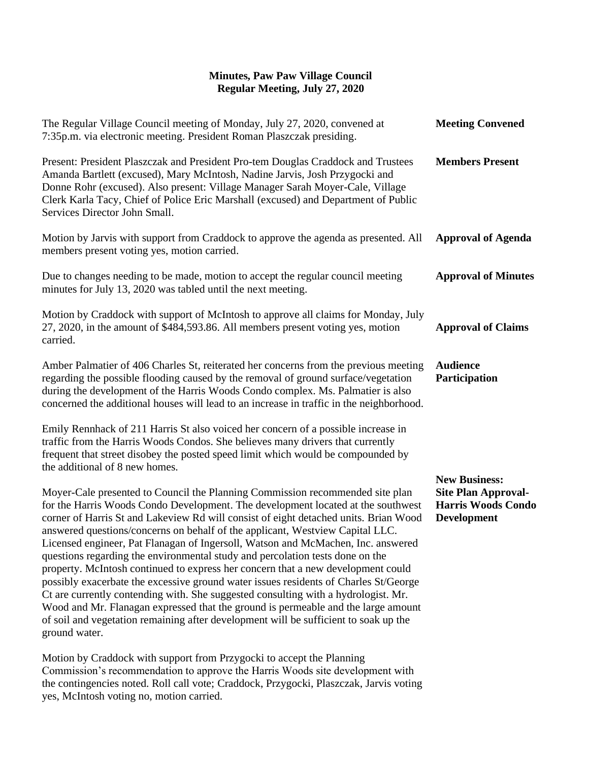# Minutes, Paw Paw Village Council
## Regular Meeting, July 27, 2020

**Meeting Convened**

The Regular Village Council meeting of Monday, July 27, 2020, convened at 7:35p.m. via electronic meeting. President Roman Plaszczak presiding.

**Members Present**

Present: President Plaszczak and President Pro-tem Douglas Craddock and Trustees Amanda Bartlett (excused), Mary McIntosh, Nadine Jarvis, Josh Przygocki and Donne Rohr (excused). Also present: Village Manager Sarah Moyer-Cale, Village Clerk Karla Tacy, Chief of Police Eric Marshall (excused) and Department of Public Services Director John Small.

**Approval of Agenda**

Motion by Jarvis with support from Craddock to approve the agenda as presented. All members present voting yes, motion carried.

**Approval of Minutes**

Due to changes needing to be made, motion to accept the regular council meeting minutes for July 13, 2020 was tabled until the next meeting.

**Approval of Claims**

Motion by Craddock with support of McIntosh to approve all claims for Monday, July 27, 2020, in the amount of $484,593.86. All members present voting yes, motion carried.

**Audience Participation**

Amber Palmatier of 406 Charles St, reiterated her concerns from the previous meeting regarding the possible flooding caused by the removal of ground surface/vegetation during the development of the Harris Woods Condo complex. Ms. Palmatier is also concerned the additional houses will lead to an increase in traffic in the neighborhood.

Emily Rennhack of 211 Harris St also voiced her concern of a possible increase in traffic from the Harris Woods Condos. She believes many drivers that currently frequent that street disobey the posted speed limit which would be compounded by the additional of 8 new homes.

**New Business: Site Plan Approval- Harris Woods Condo Development**

Moyer-Cale presented to Council the Planning Commission recommended site plan for the Harris Woods Condo Development. The development located at the southwest corner of Harris St and Lakeview Rd will consist of eight detached units. Brian Wood answered questions/concerns on behalf of the applicant, Westview Capital LLC. Licensed engineer, Pat Flanagan of Ingersoll, Watson and McMachen, Inc. answered questions regarding the environmental study and percolation tests done on the property. McIntosh continued to express her concern that a new development could possibly exacerbate the excessive ground water issues residents of Charles St/George Ct are currently contending with. She suggested consulting with a hydrologist. Mr. Wood and Mr. Flanagan expressed that the ground is permeable and the large amount of soil and vegetation remaining after development will be sufficient to soak up the ground water.

Motion by Craddock with support from Przygocki to accept the Planning Commission's recommendation to approve the Harris Woods site development with the contingencies noted. Roll call vote; Craddock, Przygocki, Plaszczak, Jarvis voting yes, McIntosh voting no, motion carried.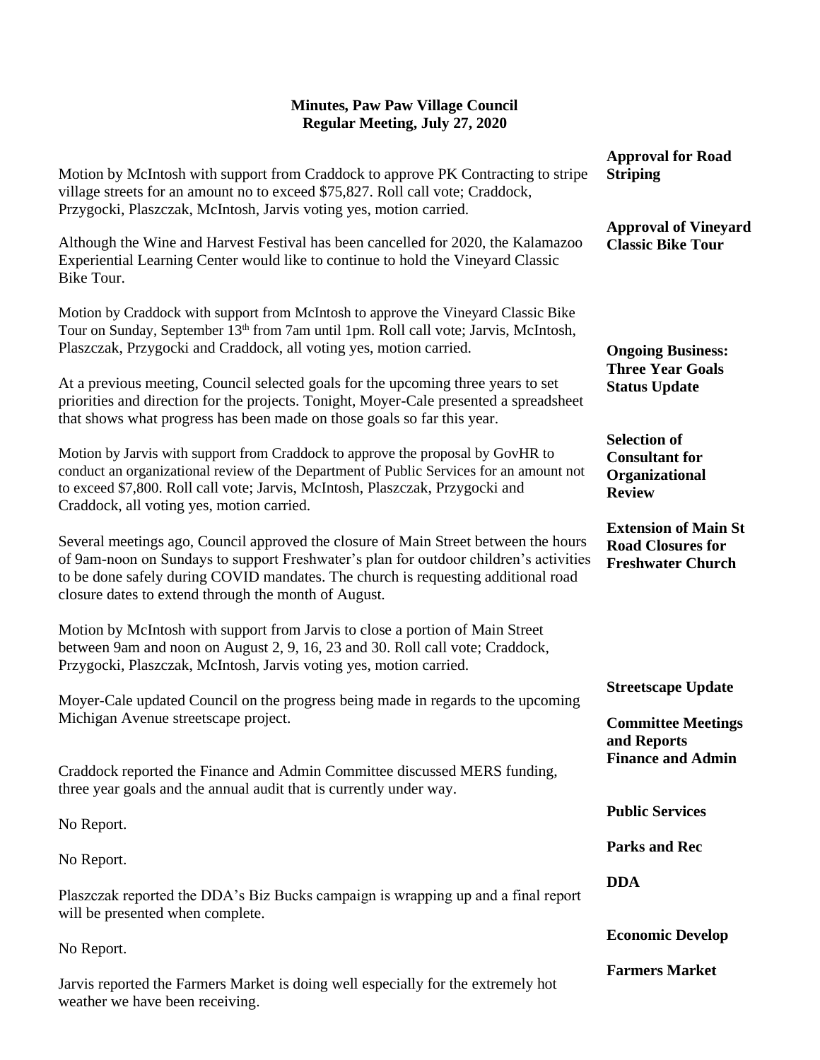**Minutes, Paw Paw Village Council**
**Regular Meeting, July 27, 2020**

**Approval for Road Striping**

Motion by McIntosh with support from Craddock to approve PK Contracting to stripe village streets for an amount no to exceed $75,827. Roll call vote; Craddock, Przygocki, Plaszczak, McIntosh, Jarvis voting yes, motion carried.

**Approval of Vineyard Classic Bike Tour**

Although the Wine and Harvest Festival has been cancelled for 2020, the Kalamazoo Experiential Learning Center would like to continue to hold the Vineyard Classic Bike Tour.

Motion by Craddock with support from McIntosh to approve the Vineyard Classic Bike Tour on Sunday, September 13th from 7am until 1pm. Roll call vote; Jarvis, McIntosh, Plaszczak, Przygocki and Craddock, all voting yes, motion carried.

**Ongoing Business: Three Year Goals Status Update**

At a previous meeting, Council selected goals for the upcoming three years to set priorities and direction for the projects. Tonight, Moyer-Cale presented a spreadsheet that shows what progress has been made on those goals so far this year.

**Selection of Consultant for Organizational Review**

Motion by Jarvis with support from Craddock to approve the proposal by GovHR to conduct an organizational review of the Department of Public Services for an amount not to exceed $7,800. Roll call vote; Jarvis, McIntosh, Plaszczak, Przygocki and Craddock, all voting yes, motion carried.

**Extension of Main St Road Closures for Freshwater Church**

Several meetings ago, Council approved the closure of Main Street between the hours of 9am-noon on Sundays to support Freshwater's plan for outdoor children's activities to be done safely during COVID mandates. The church is requesting additional road closure dates to extend through the month of August.

Motion by McIntosh with support from Jarvis to close a portion of Main Street between 9am and noon on August 2, 9, 16, 23 and 30. Roll call vote; Craddock, Przygocki, Plaszczak, McIntosh, Jarvis voting yes, motion carried.

**Streetscape Update**

Moyer-Cale updated Council on the progress being made in regards to the upcoming Michigan Avenue streetscape project.

**Committee Meetings and Reports**

**Finance and Admin**

Craddock reported the Finance and Admin Committee discussed MERS funding, three year goals and the annual audit that is currently under way.

**Public Services**

No Report.

**Parks and Rec**

No Report.

**DDA**

Plaszczak reported the DDA's Biz Bucks campaign is wrapping up and a final report will be presented when complete.

**Economic Develop**

No Report.

**Farmers Market**

Jarvis reported the Farmers Market is doing well especially for the extremely hot weather we have been receiving.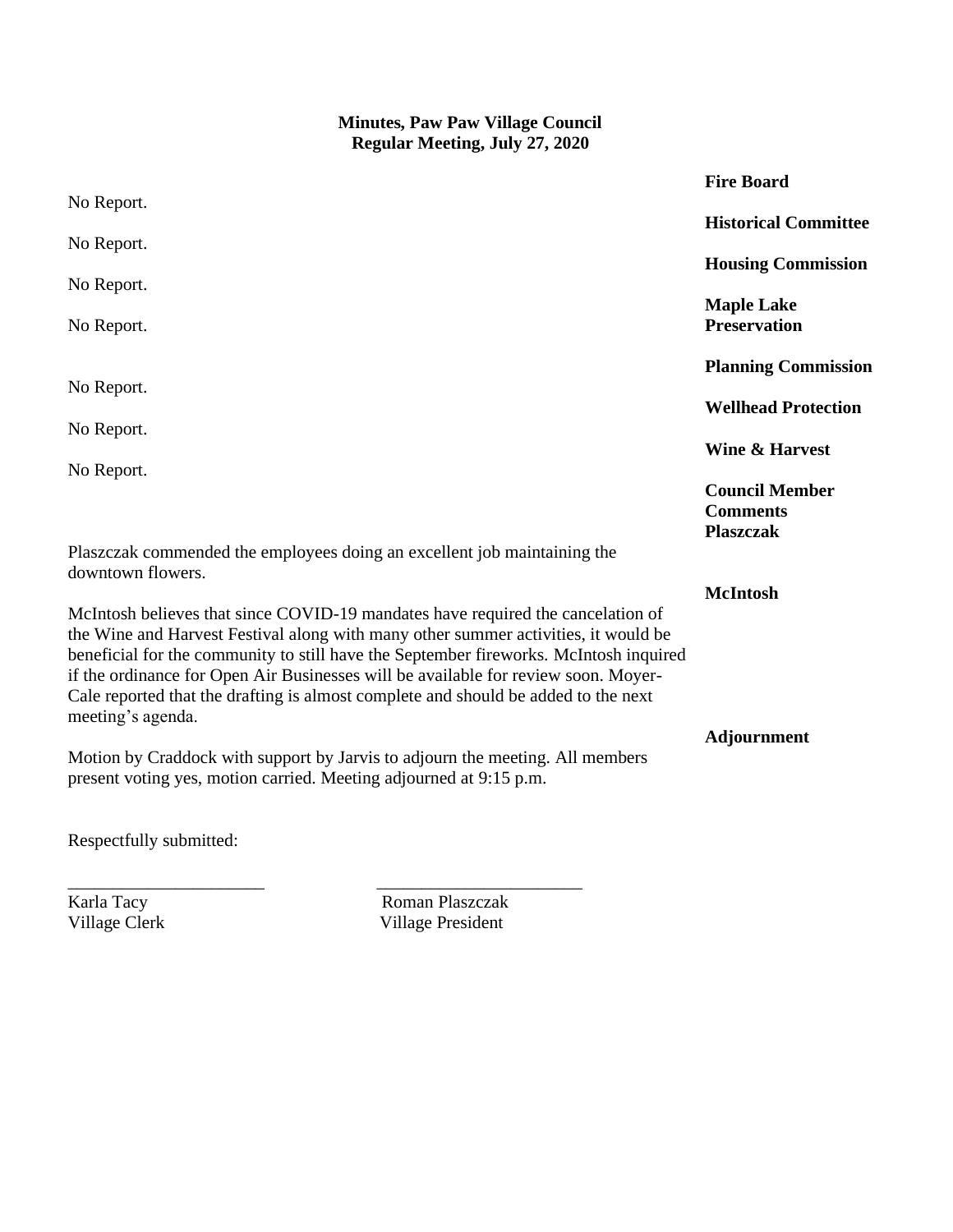**Minutes, Paw Paw Village Council**
**Regular Meeting, July 27, 2020**

**Fire Board**

No Report.

**Historical Committee**

No Report.

**Housing Commission**

No Report.

**Maple Lake Preservation**

No Report.

**Planning Commission**

No Report.

**Wellhead Protection**

No Report.

**Wine & Harvest**

No Report.

**Council Member Comments**

**Plaszczak**

Plaszczak commended the employees doing an excellent job maintaining the downtown flowers.

**McIntosh**

McIntosh believes that since COVID-19 mandates have required the cancelation of the Wine and Harvest Festival along with many other summer activities, it would be beneficial for the community to still have the September fireworks. McIntosh inquired if the ordinance for Open Air Businesses will be available for review soon. Moyer-Cale reported that the drafting is almost complete and should be added to the next meeting's agenda.

**Adjournment**

Motion by Craddock with support by Jarvis to adjourn the meeting. All members present voting yes, motion carried. Meeting adjourned at 9:15 p.m.

Respectfully submitted:

______________________ ______________________

Karla Tacy
Village Clerk

Roman Plaszczak
Village President